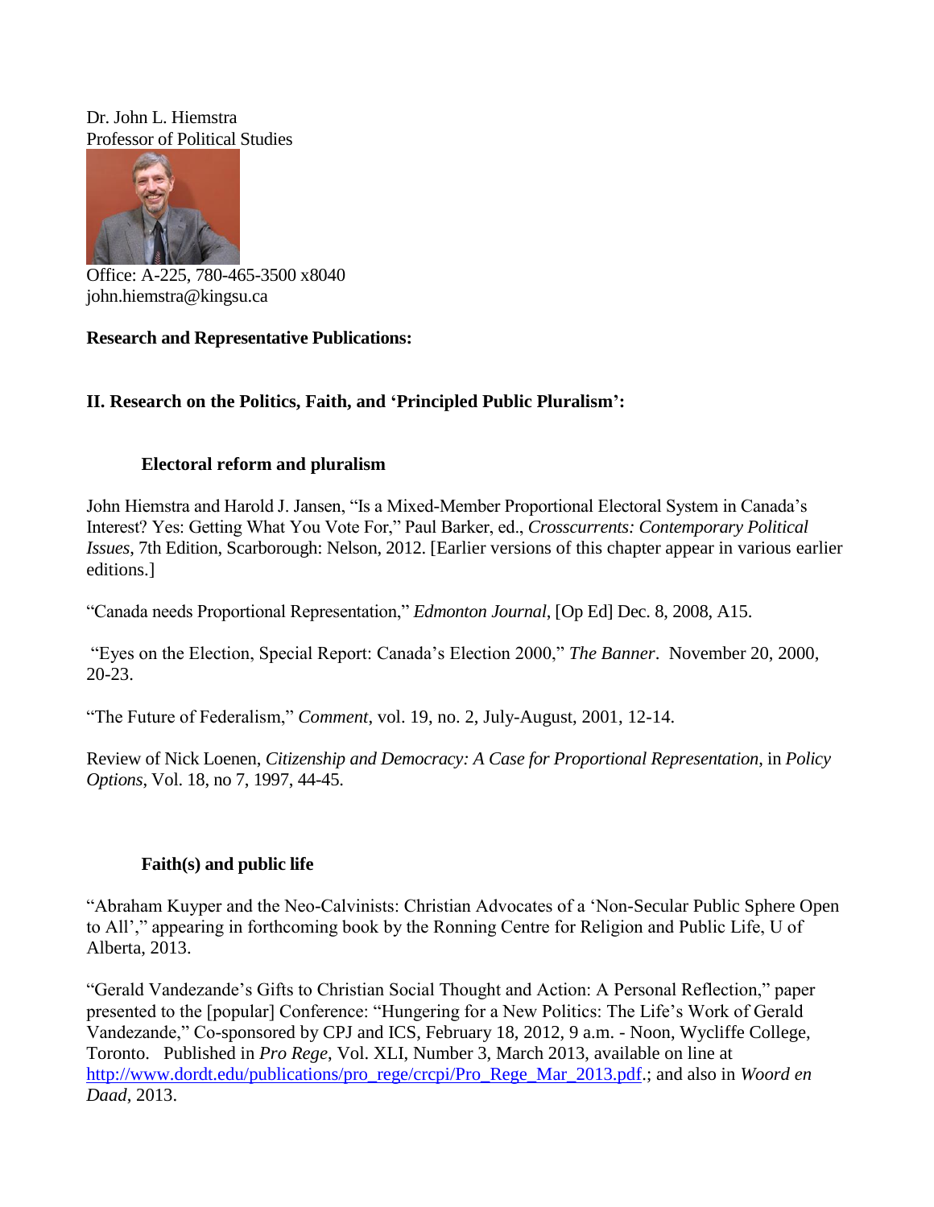Dr. John L. Hiemstra
Professor of Political Studies

Office: A-225, 780-465-3500 x8040
john.hiemstra@kingsu.ca

**Research and Representative Publications:**

## II. Research on the Politics, Faith, and 'Principled Public Pluralism':

### Electoral reform and pluralism

John Hiemstra and Harold J. Jansen, "Is a Mixed-Member Proportional Electoral System in Canada's Interest? Yes: Getting What You Vote For," Paul Barker, ed., *Crosscurrents: Contemporary Political Issues*, 7th Edition, Scarborough: Nelson, 2012. [Earlier versions of this chapter appear in various earlier editions.]

"Canada needs Proportional Representation," *Edmonton Journal*, [Op Ed] Dec. 8, 2008, A15.

"Eyes on the Election, Special Report: Canada's Election 2000," *The Banner*. November 20, 2000, 20-23.

"The Future of Federalism," *Comment*, vol. 19, no. 2, July-August, 2001, 12-14.

Review of Nick Loenen, *Citizenship and Democracy: A Case for Proportional Representation*, in *Policy Options*, Vol. 18, no 7, 1997, 44-45.

### Faith(s) and public life

"Abraham Kuyper and the Neo-Calvinists: Christian Advocates of a 'Non-Secular Public Sphere Open to All'," appearing in forthcoming book by the Ronning Centre for Religion and Public Life, U of Alberta, 2013.

"Gerald Vandezande's Gifts to Christian Social Thought and Action: A Personal Reflection," paper presented to the [popular] Conference: "Hungering for a New Politics: The Life's Work of Gerald Vandezande," Co-sponsored by CPJ and ICS, February 18, 2012, 9 a.m. - Noon, Wycliffe College, Toronto. Published in *Pro Rege*, Vol. XLI, Number 3, March 2013, available on line at http://www.dordt.edu/publications/pro_rege/crcpi/Pro_Rege_Mar_2013.pdf.; and also in *Woord en Daad*, 2013.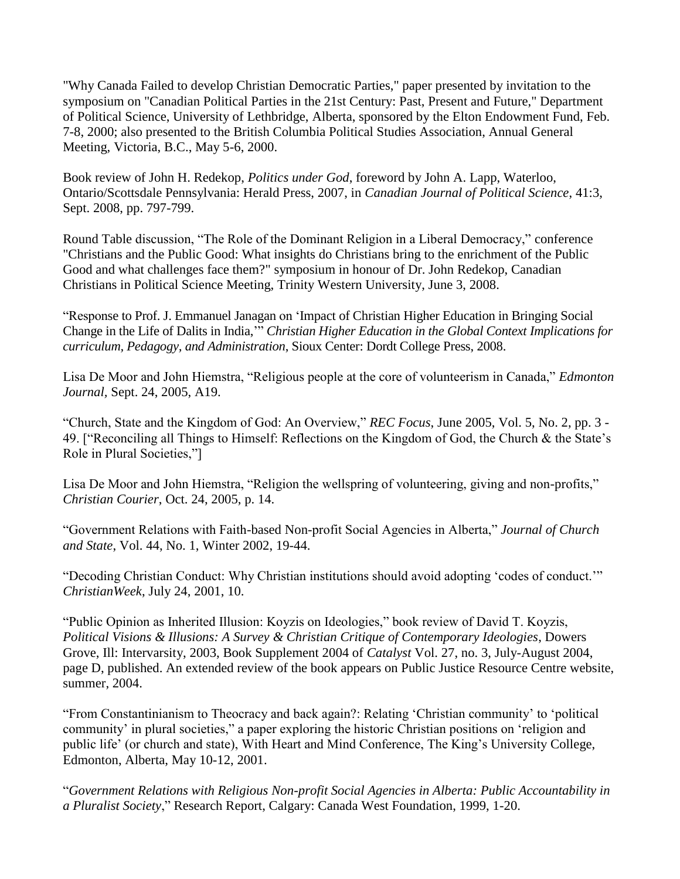"Why Canada Failed to develop Christian Democratic Parties," paper presented by invitation to the symposium on "Canadian Political Parties in the 21st Century: Past, Present and Future," Department of Political Science, University of Lethbridge, Alberta, sponsored by the Elton Endowment Fund, Feb. 7-8, 2000; also presented to the British Columbia Political Studies Association, Annual General Meeting, Victoria, B.C., May 5-6, 2000.

Book review of John H. Redekop, *Politics under God*, foreword by John A. Lapp, Waterloo, Ontario/Scottsdale Pennsylvania: Herald Press, 2007, in *Canadian Journal of Political Science*, 41:3, Sept. 2008, pp. 797-799.

Round Table discussion, "The Role of the Dominant Religion in a Liberal Democracy," conference "Christians and the Public Good: What insights do Christians bring to the enrichment of the Public Good and what challenges face them?" symposium in honour of Dr. John Redekop, Canadian Christians in Political Science Meeting, Trinity Western University, June 3, 2008.

"Response to Prof. J. Emmanuel Janagan on 'Impact of Christian Higher Education in Bringing Social Change in the Life of Dalits in India,'" *Christian Higher Education in the Global Context Implications for curriculum, Pedagogy, and Administration*, Sioux Center: Dordt College Press, 2008.

Lisa De Moor and John Hiemstra, "Religious people at the core of volunteerism in Canada," *Edmonton Journal*, Sept. 24, 2005, A19.

"Church, State and the Kingdom of God: An Overview," *REC Focus*, June 2005, Vol. 5, No. 2, pp. 3 - 49. ["Reconciling all Things to Himself: Reflections on the Kingdom of God, the Church & the State's Role in Plural Societies,"]

Lisa De Moor and John Hiemstra, "Religion the wellspring of volunteering, giving and non-profits," *Christian Courier*, Oct. 24, 2005, p. 14.

"Government Relations with Faith-based Non-profit Social Agencies in Alberta," *Journal of Church and State*, Vol. 44, No. 1, Winter 2002, 19-44.

"Decoding Christian Conduct: Why Christian institutions should avoid adopting 'codes of conduct.'" *ChristianWeek*, July 24, 2001, 10.

"Public Opinion as Inherited Illusion: Koyzis on Ideologies," book review of David T. Koyzis, *Political Visions & Illusions: A Survey & Christian Critique of Contemporary Ideologies*, Dowers Grove, Ill: Intervarsity, 2003, Book Supplement 2004 of *Catalyst* Vol. 27, no. 3, July-August 2004, page D, published. An extended review of the book appears on Public Justice Resource Centre website, summer, 2004.

"From Constantinianism to Theocracy and back again?: Relating 'Christian community' to 'political community' in plural societies," a paper exploring the historic Christian positions on 'religion and public life' (or church and state), With Heart and Mind Conference, The King's University College, Edmonton, Alberta, May 10-12, 2001.

"*Government Relations with Religious Non-profit Social Agencies in Alberta: Public Accountability in a Pluralist Society*," Research Report, Calgary: Canada West Foundation, 1999, 1-20.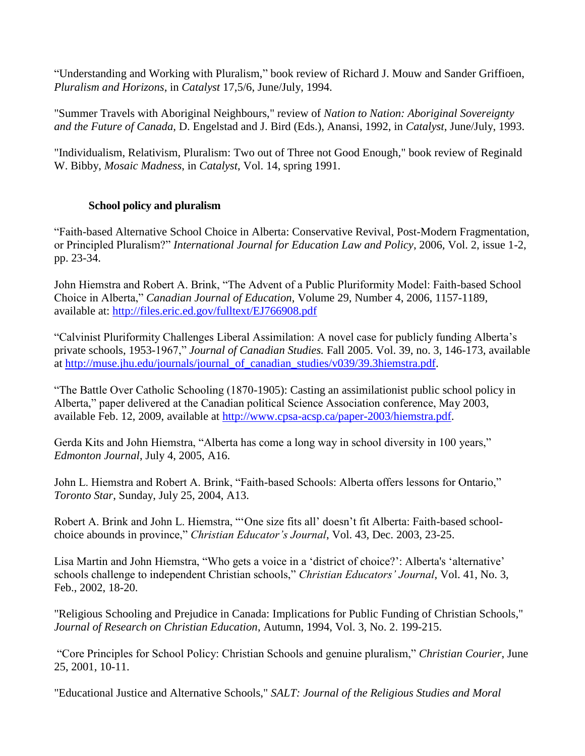"Understanding and Working with Pluralism," book review of Richard J. Mouw and Sander Griffioen, *Pluralism and Horizons*, in *Catalyst* 17,5/6, June/July, 1994.

"Summer Travels with Aboriginal Neighbours," review of *Nation to Nation: Aboriginal Sovereignty and the Future of Canada*, D. Engelstad and J. Bird (Eds.), Anansi, 1992, in *Catalyst*, June/July, 1993.

"Individualism, Relativism, Pluralism: Two out of Three not Good Enough," book review of Reginald W. Bibby, *Mosaic Madness*, in *Catalyst*, Vol. 14, spring 1991.

**School policy and pluralism**

"Faith-based Alternative School Choice in Alberta: Conservative Revival, Post-Modern Fragmentation, or Principled Pluralism?" *International Journal for Education Law and Policy*, 2006, Vol. 2, issue 1-2, pp. 23-34.

John Hiemstra and Robert A. Brink, "The Advent of a Public Pluriformity Model: Faith-based School Choice in Alberta," *Canadian Journal of Education*, Volume 29, Number 4, 2006, 1157-1189, available at: http://files.eric.ed.gov/fulltext/EJ766908.pdf

"Calvinist Pluriformity Challenges Liberal Assimilation: A novel case for publicly funding Alberta's private schools, 1953-1967," *Journal of Canadian Studies.* Fall 2005. Vol. 39, no. 3, 146-173, available at http://muse.jhu.edu/journals/journal_of_canadian_studies/v039/39.3hiemstra.pdf.

"The Battle Over Catholic Schooling (1870-1905): Casting an assimilationist public school policy in Alberta," paper delivered at the Canadian political Science Association conference, May 2003, available Feb. 12, 2009, available at http://www.cpsa-acsp.ca/paper-2003/hiemstra.pdf.

Gerda Kits and John Hiemstra, "Alberta has come a long way in school diversity in 100 years," *Edmonton Journal*, July 4, 2005, A16.

John L. Hiemstra and Robert A. Brink, "Faith-based Schools: Alberta offers lessons for Ontario," *Toronto Star*, Sunday, July 25, 2004, A13.

Robert A. Brink and John L. Hiemstra, "'One size fits all' doesn't fit Alberta: Faith-based school-choice abounds in province," *Christian Educator's Journal*, Vol. 43, Dec. 2003, 23-25.

Lisa Martin and John Hiemstra, "Who gets a voice in a 'district of choice?': Alberta's 'alternative' schools challenge to independent Christian schools," *Christian Educators' Journal*, Vol. 41, No. 3, Feb., 2002, 18-20.

"Religious Schooling and Prejudice in Canada: Implications for Public Funding of Christian Schools," *Journal of Research on Christian Education*, Autumn, 1994, Vol. 3, No. 2. 199-215.

"Core Principles for School Policy: Christian Schools and genuine pluralism," *Christian Courier*, June 25, 2001, 10-11.

"Educational Justice and Alternative Schools," *SALT: Journal of the Religious Studies and Moral*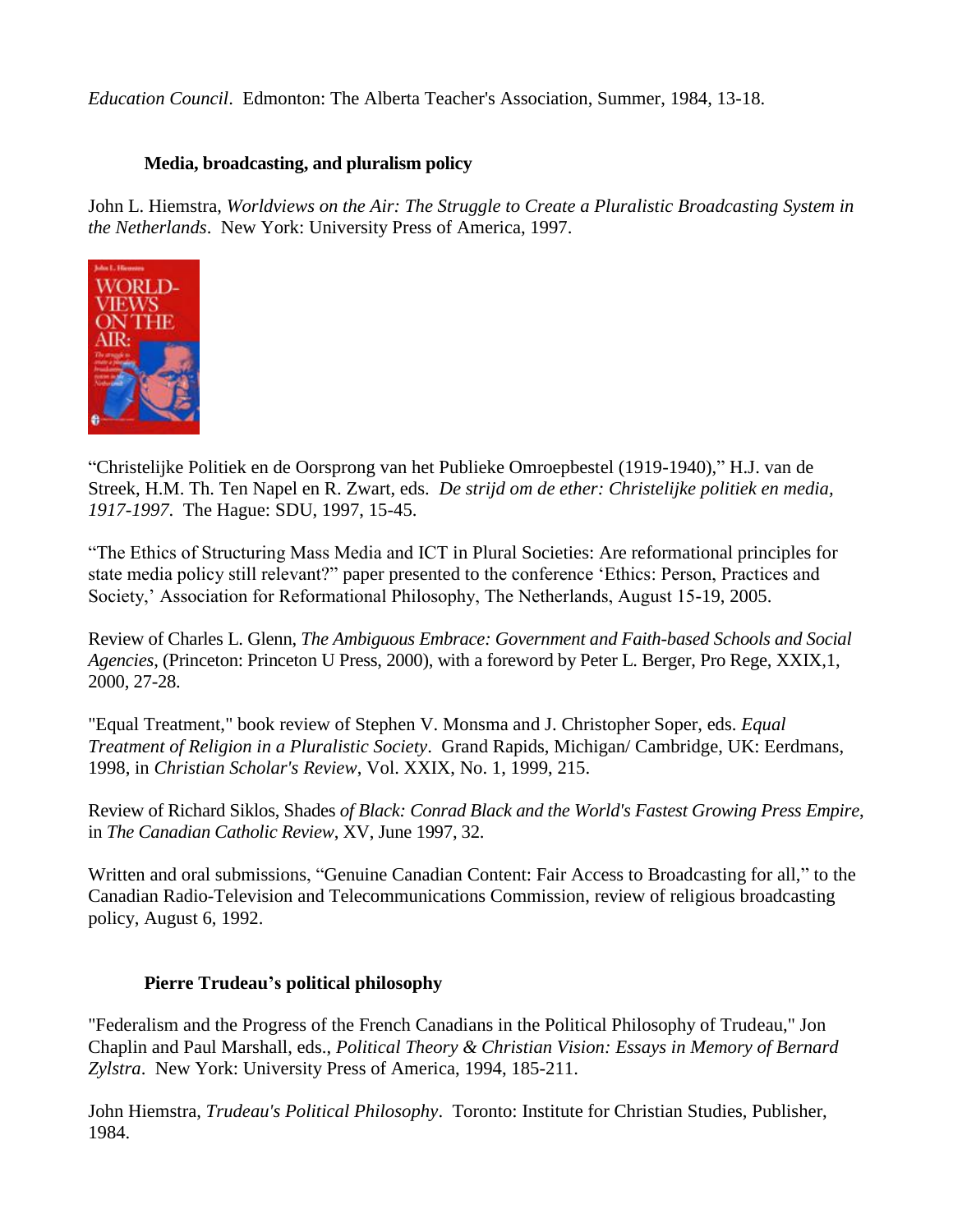*Education Council*. Edmonton: The Alberta Teacher's Association, Summer, 1984, 13-18.

### Media, broadcasting, and pluralism policy

John L. Hiemstra, *Worldviews on the Air: The Struggle to Create a Pluralistic Broadcasting System in the Netherlands*. New York: University Press of America, 1997.

"Christelijke Politiek en de Oorsprong van het Publieke Omroepbestel (1919-1940)," H.J. van de Streek, H.M. Th. Ten Napel en R. Zwart, eds. *De strijd om de ether: Christelijke politiek en media, 1917-1997*. The Hague: SDU, 1997, 15-45.

"The Ethics of Structuring Mass Media and ICT in Plural Societies: Are reformational principles for state media policy still relevant?" paper presented to the conference 'Ethics: Person, Practices and Society,' Association for Reformational Philosophy, The Netherlands, August 15-19, 2005.

Review of Charles L. Glenn, *The Ambiguous Embrace: Government and Faith-based Schools and Social Agencies*, (Princeton: Princeton U Press, 2000), with a foreword by Peter L. Berger, Pro Rege, XXIX,1, 2000, 27-28.

"Equal Treatment," book review of Stephen V. Monsma and J. Christopher Soper, eds. *Equal Treatment of Religion in a Pluralistic Society*. Grand Rapids, Michigan/ Cambridge, UK: Eerdmans, 1998, in *Christian Scholar's Review*, Vol. XXIX, No. 1, 1999, 215.

Review of Richard Siklos, Shades *of Black: Conrad Black and the World's Fastest Growing Press Empire*, in *The Canadian Catholic Review*, XV, June 1997, 32.

Written and oral submissions, "Genuine Canadian Content: Fair Access to Broadcasting for all," to the Canadian Radio-Television and Telecommunications Commission, review of religious broadcasting policy, August 6, 1992.

### Pierre Trudeau's political philosophy

"Federalism and the Progress of the French Canadians in the Political Philosophy of Trudeau," Jon Chaplin and Paul Marshall, eds., *Political Theory & Christian Vision: Essays in Memory of Bernard Zylstra*. New York: University Press of America, 1994, 185-211.

John Hiemstra, *Trudeau's Political Philosophy*. Toronto: Institute for Christian Studies, Publisher, 1984.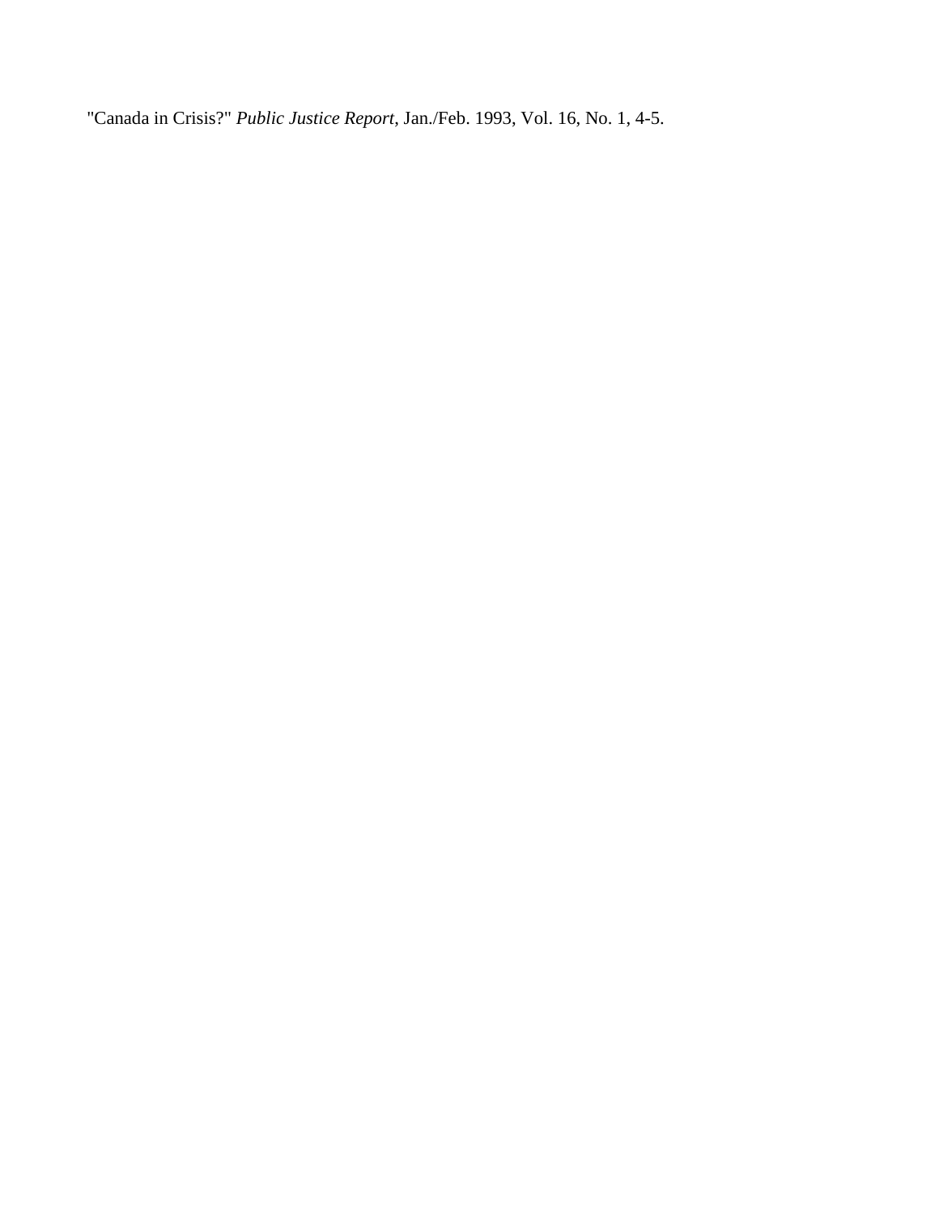"Canada in Crisis?" *Public Justice Report*, Jan./Feb. 1993, Vol. 16, No. 1, 4-5.